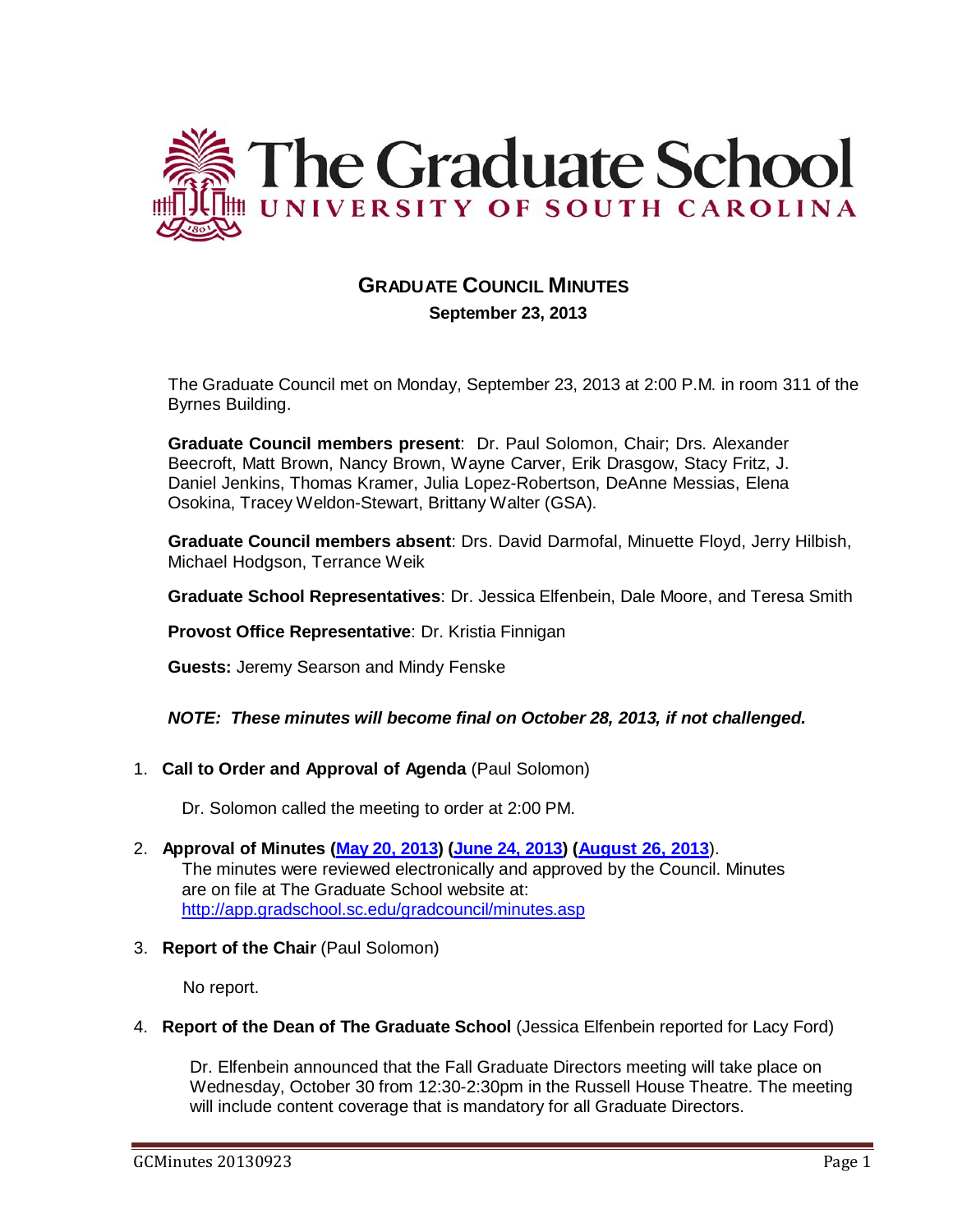# The Graduate School
## UNIVERSITY OF SOUTH CAROLINA

## GRADUATE COUNCIL MINUTES
**September 23, 2013**

The Graduate Council met on Monday, September 23, 2013 at 2:00 P.M. in room 311 of the Byrnes Building.

**Graduate Council members present**: Dr. Paul Solomon, Chair; Drs. Alexander Beecroft, Matt Brown, Nancy Brown, Wayne Carver, Erik Drasgow, Stacy Fritz, J. Daniel Jenkins, Thomas Kramer, Julia Lopez-Robertson, DeAnne Messias, Elena Osokina, Tracey Weldon-Stewart, Brittany Walter (GSA).

**Graduate Council members absent**: Drs. David Darmofal, Minuette Floyd, Jerry Hilbish, Michael Hodgson, Terrance Weik

**Graduate School Representatives**: Dr. Jessica Elfenbein, Dale Moore, and Teresa Smith

**Provost Office Representative**: Dr. Kristia Finnigan

**Guests:** Jeremy Searson and Mindy Fenske

***NOTE: These minutes will become final on October 28, 2013, if not challenged.***

1. **Call to Order and Approval of Agenda** (Paul Solomon)

   Dr. Solomon called the meeting to order at 2:00 PM.

2. **Approval of Minutes (May 20, 2013) (June 24, 2013) (August 26, 2013)**.
   The minutes were reviewed electronically and approved by the Council. Minutes are on file at The Graduate School website at: http://app.gradschool.sc.edu/gradcouncil/minutes.asp

3. **Report of the Chair** (Paul Solomon)

   No report.

4. **Report of the Dean of The Graduate School** (Jessica Elfenbein reported for Lacy Ford)

   Dr. Elfenbein announced that the Fall Graduate Directors meeting will take place on Wednesday, October 30 from 12:30-2:30pm in the Russell House Theatre. The meeting will include content coverage that is mandatory for all Graduate Directors.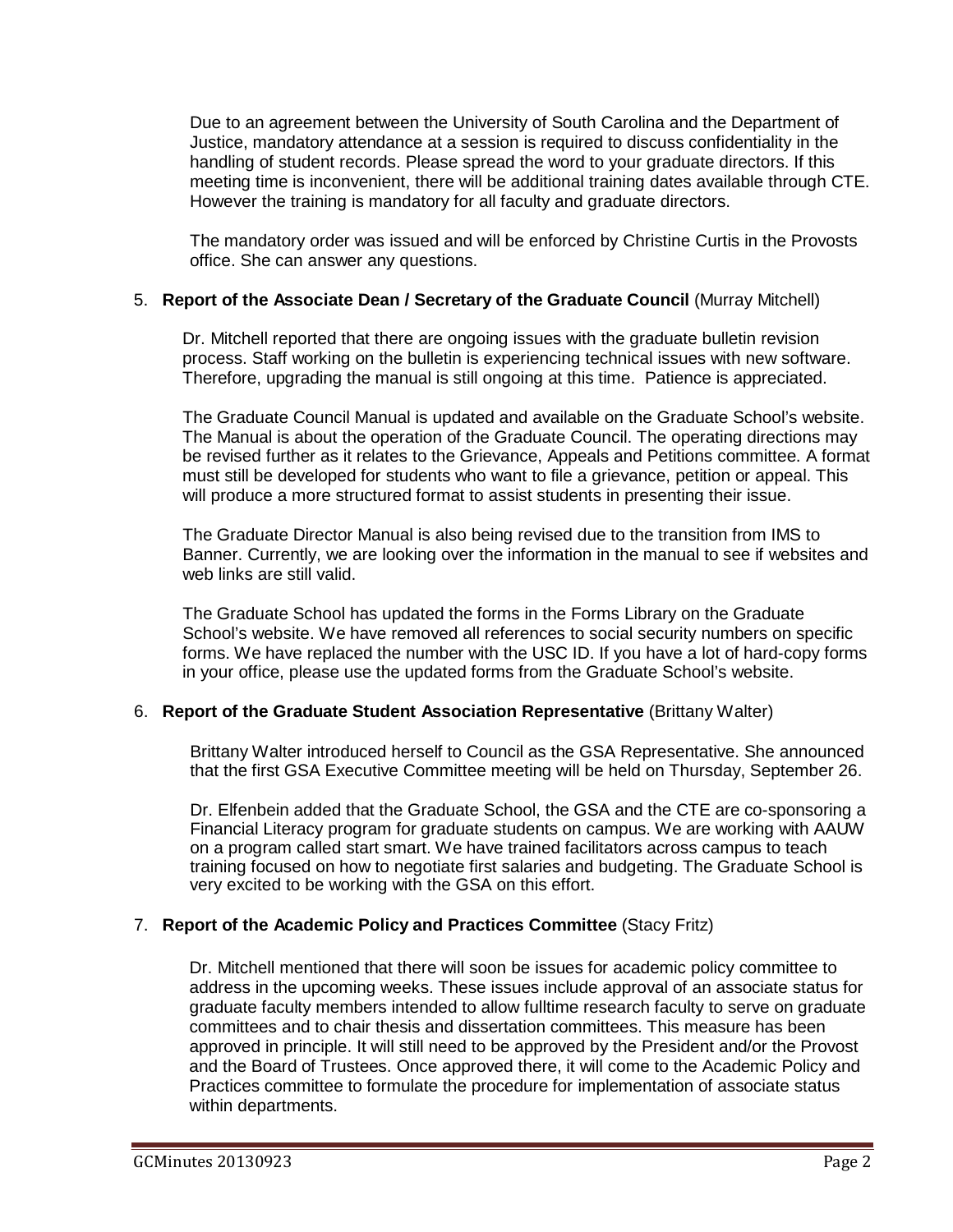Due to an agreement between the University of South Carolina and the Department of Justice, mandatory attendance at a session is required to discuss confidentiality in the handling of student records. Please spread the word to your graduate directors. If this meeting time is inconvenient, there will be additional training dates available through CTE. However the training is mandatory for all faculty and graduate directors.

The mandatory order was issued and will be enforced by Christine Curtis in the Provosts office. She can answer any questions.

5. **Report of the Associate Dean / Secretary of the Graduate Council** (Murray Mitchell)

   Dr. Mitchell reported that there are ongoing issues with the graduate bulletin revision process. Staff working on the bulletin is experiencing technical issues with new software. Therefore, upgrading the manual is still ongoing at this time. Patience is appreciated.

   The Graduate Council Manual is updated and available on the Graduate School's website. The Manual is about the operation of the Graduate Council. The operating directions may be revised further as it relates to the Grievance, Appeals and Petitions committee. A format must still be developed for students who want to file a grievance, petition or appeal. This will produce a more structured format to assist students in presenting their issue.

   The Graduate Director Manual is also being revised due to the transition from IMS to Banner. Currently, we are looking over the information in the manual to see if websites and web links are still valid.

   The Graduate School has updated the forms in the Forms Library on the Graduate School's website. We have removed all references to social security numbers on specific forms. We have replaced the number with the USC ID. If you have a lot of hard-copy forms in your office, please use the updated forms from the Graduate School's website.

6. **Report of the Graduate Student Association Representative** (Brittany Walter)

   Brittany Walter introduced herself to Council as the GSA Representative. She announced that the first GSA Executive Committee meeting will be held on Thursday, September 26.

   Dr. Elfenbein added that the Graduate School, the GSA and the CTE are co-sponsoring a Financial Literacy program for graduate students on campus. We are working with AAUW on a program called start smart. We have trained facilitators across campus to teach training focused on how to negotiate first salaries and budgeting. The Graduate School is very excited to be working with the GSA on this effort.

7. **Report of the Academic Policy and Practices Committee** (Stacy Fritz)

   Dr. Mitchell mentioned that there will soon be issues for academic policy committee to address in the upcoming weeks. These issues include approval of an associate status for graduate faculty members intended to allow fulltime research faculty to serve on graduate committees and to chair thesis and dissertation committees. This measure has been approved in principle. It will still need to be approved by the President and/or the Provost and the Board of Trustees. Once approved there, it will come to the Academic Policy and Practices committee to formulate the procedure for implementation of associate status within departments.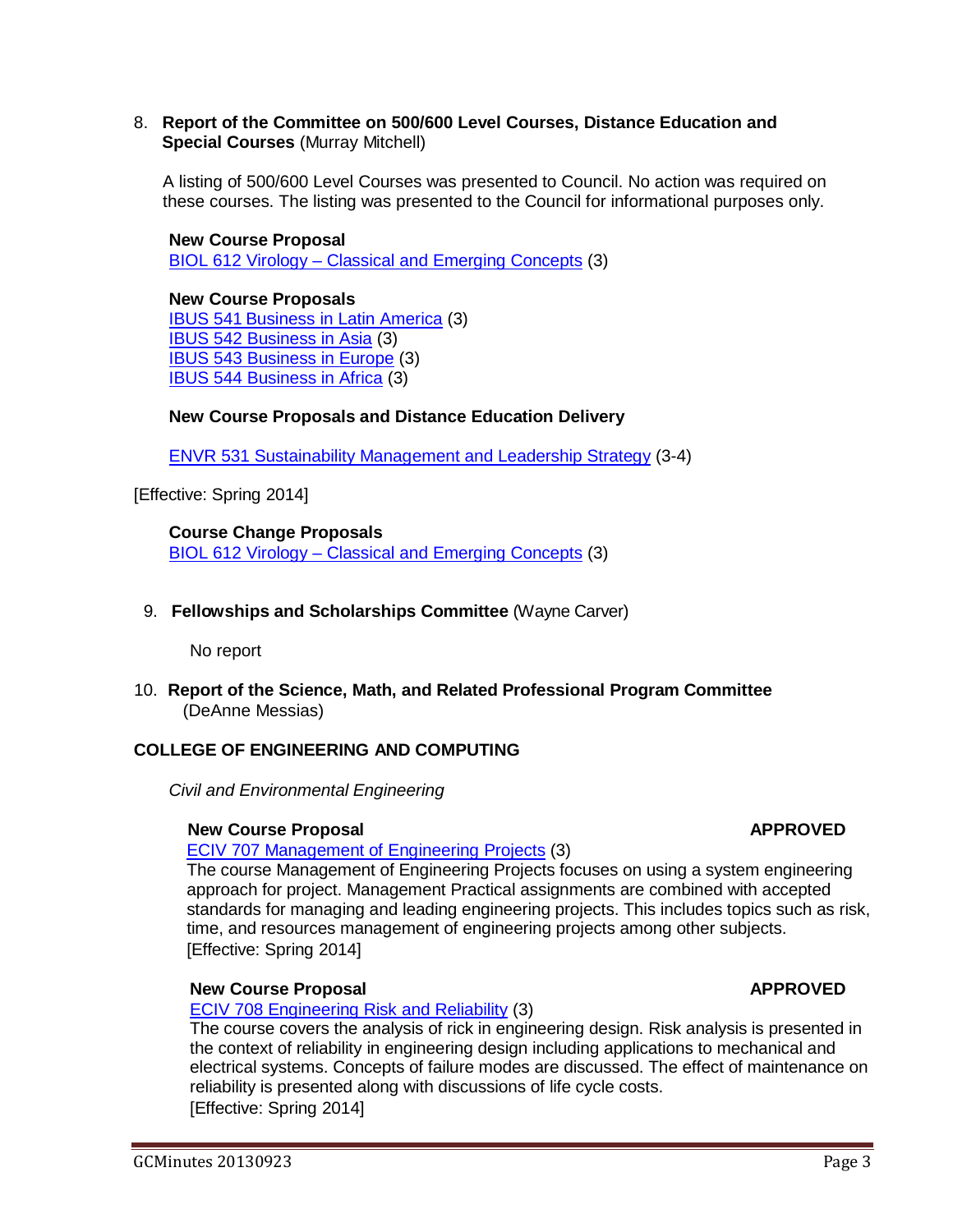8. **Report of the Committee on 500/600 Level Courses, Distance Education and Special Courses** (Murray Mitchell)

   A listing of 500/600 Level Courses was presented to Council. No action was required on these courses. The listing was presented to the Council for informational purposes only.

   **New Course Proposal**
   BIOL 612 Virology – Classical and Emerging Concepts (3)

   **New Course Proposals**
   IBUS 541 Business in Latin America (3)
   IBUS 542 Business in Asia (3)
   IBUS 543 Business in Europe (3)
   IBUS 544 Business in Africa (3)

   **New Course Proposals and Distance Education Delivery**

   ENVR 531 Sustainability Management and Leadership Strategy (3-4)

[Effective: Spring 2014]

   **Course Change Proposals**
   BIOL 612 Virology – Classical and Emerging Concepts (3)

9. **Fellowships and Scholarships Committee** (Wayne Carver)

   No report

10. **Report of the Science, Math, and Related Professional Program Committee** (DeAnne Messias)

**COLLEGE OF ENGINEERING AND COMPUTING**

*Civil and Environmental Engineering*

**New Course Proposal** **APPROVED**

ECIV 707 Management of Engineering Projects (3)
The course Management of Engineering Projects focuses on using a system engineering approach for project. Management Practical assignments are combined with accepted standards for managing and leading engineering projects. This includes topics such as risk, time, and resources management of engineering projects among other subjects.
[Effective: Spring 2014]

**New Course Proposal** **APPROVED**

ECIV 708 Engineering Risk and Reliability (3)
The course covers the analysis of rick in engineering design. Risk analysis is presented in the context of reliability in engineering design including applications to mechanical and electrical systems. Concepts of failure modes are discussed. The effect of maintenance on reliability is presented along with discussions of life cycle costs.
[Effective: Spring 2014]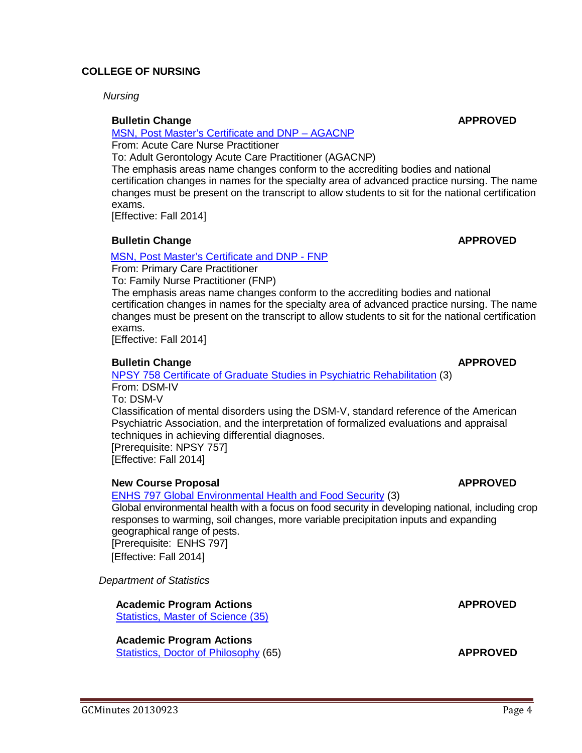## COLLEGE OF NURSING

*Nursing*

**Bulletin Change** **APPROVED**

MSN, Post Master's Certificate and DNP – AGACNP
From: Acute Care Nurse Practitioner
To: Adult Gerontology Acute Care Practitioner (AGACNP)
The emphasis areas name changes conform to the accrediting bodies and national certification changes in names for the specialty area of advanced practice nursing. The name changes must be present on the transcript to allow students to sit for the national certification exams.
[Effective: Fall 2014]

**Bulletin Change** **APPROVED**

MSN, Post Master's Certificate and DNP - FNP
From: Primary Care Practitioner
To: Family Nurse Practitioner (FNP)
The emphasis areas name changes conform to the accrediting bodies and national certification changes in names for the specialty area of advanced practice nursing. The name changes must be present on the transcript to allow students to sit for the national certification exams.
[Effective: Fall 2014]

**Bulletin Change** **APPROVED**

NPSY 758 Certificate of Graduate Studies in Psychiatric Rehabilitation (3)
From: DSM-IV
To: DSM-V
Classification of mental disorders using the DSM-V, standard reference of the American Psychiatric Association, and the interpretation of formalized evaluations and appraisal techniques in achieving differential diagnoses.
[Prerequisite: NPSY 757]
[Effective: Fall 2014]

**New Course Proposal** **APPROVED**

ENHS 797 Global Environmental Health and Food Security (3)
Global environmental health with a focus on food security in developing national, including crop responses to warming, soil changes, more variable precipitation inputs and expanding geographical range of pests.
[Prerequisite: ENHS 797]
[Effective: Fall 2014]

*Department of Statistics*

**Academic Program Actions** **APPROVED**

Statistics, Master of Science (35)

**Academic Program Actions** **APPROVED**

Statistics, Doctor of Philosophy (65)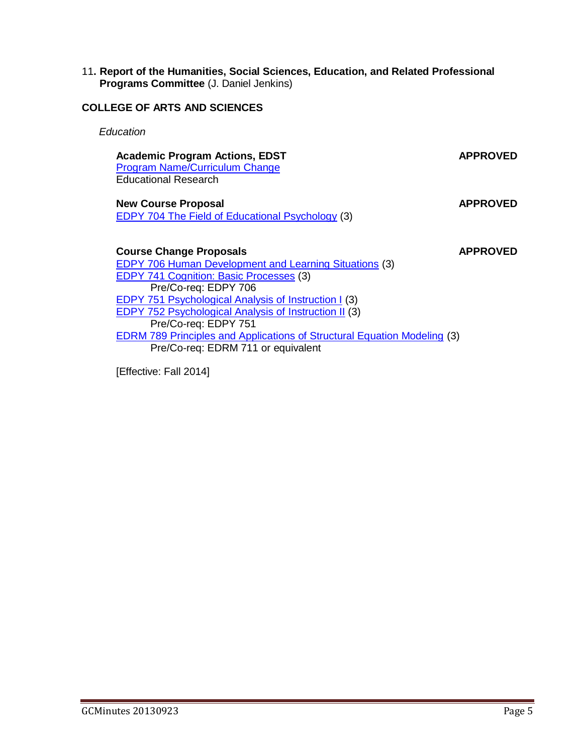11**. Report of the Humanities, Social Sciences, Education, and Related Professional Programs Committee** (J. Daniel Jenkins)

## COLLEGE OF ARTS AND SCIENCES

*Education*

**Academic Program Actions, EDST** **APPROVED**
Program Name/Curriculum Change
Educational Research

**New Course Proposal** **APPROVED**
EDPY 704 The Field of Educational Psychology (3)

**Course Change Proposals** **APPROVED**
EDPY 706 Human Development and Learning Situations (3)
EDPY 741 Cognition: Basic Processes (3)
Pre/Co-req: EDPY 706
EDPY 751 Psychological Analysis of Instruction I (3)
EDPY 752 Psychological Analysis of Instruction II (3)
Pre/Co-req: EDPY 751
EDRM 789 Principles and Applications of Structural Equation Modeling (3)
Pre/Co-req: EDRM 711 or equivalent

[Effective: Fall 2014]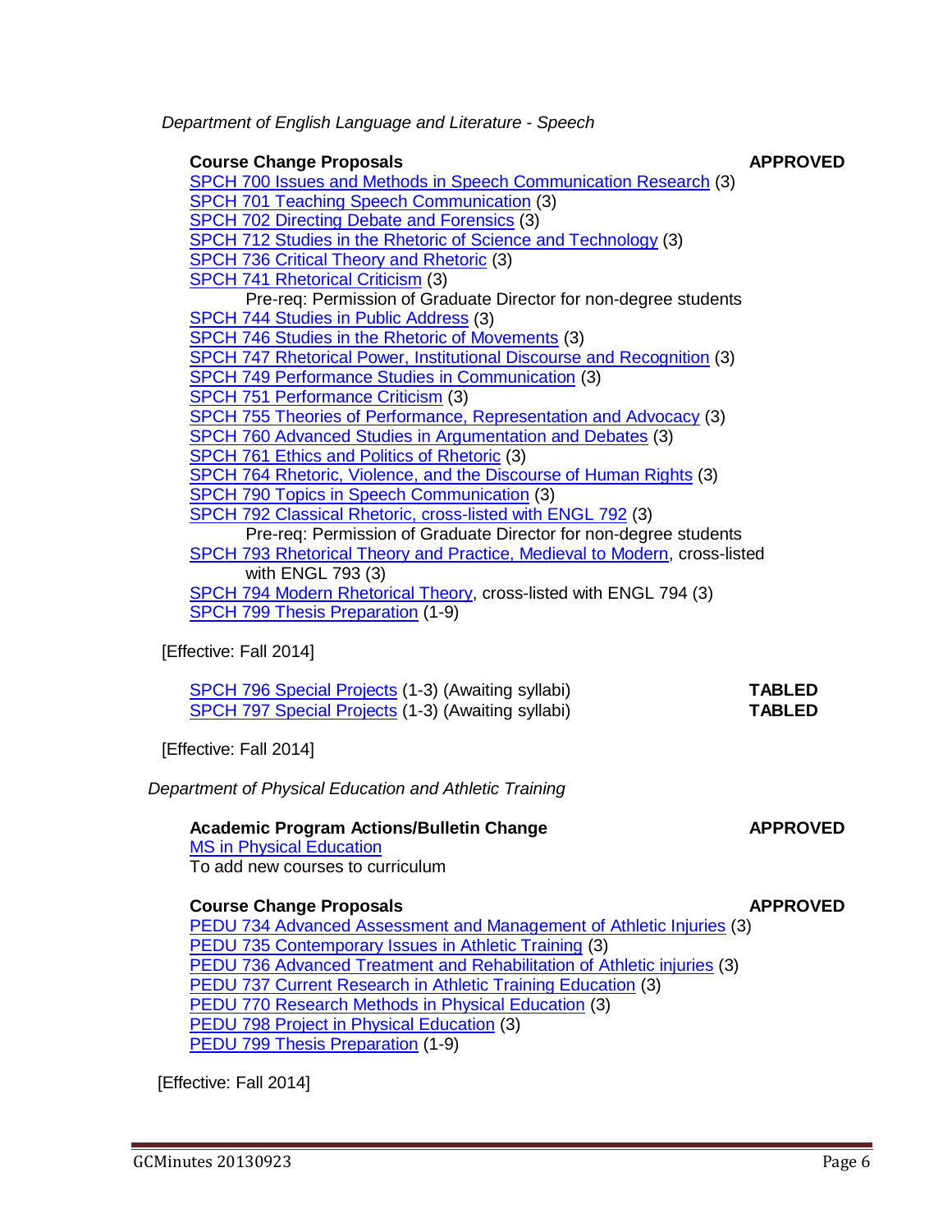*Department of English Language and Literature - Speech*

**Course Change Proposals** **APPROVED**

SPCH 700 Issues and Methods in Speech Communication Research (3)
SPCH 701 Teaching Speech Communication (3)
SPCH 702 Directing Debate and Forensics (3)
SPCH 712 Studies in the Rhetoric of Science and Technology (3)
SPCH 736 Critical Theory and Rhetoric (3)
SPCH 741 Rhetorical Criticism (3)
 Pre-req: Permission of Graduate Director for non-degree students
SPCH 744 Studies in Public Address (3)
SPCH 746 Studies in the Rhetoric of Movements (3)
SPCH 747 Rhetorical Power, Institutional Discourse and Recognition (3)
SPCH 749 Performance Studies in Communication (3)
SPCH 751 Performance Criticism (3)
SPCH 755 Theories of Performance, Representation and Advocacy (3)
SPCH 760 Advanced Studies in Argumentation and Debates (3)
SPCH 761 Ethics and Politics of Rhetoric (3)
SPCH 764 Rhetoric, Violence, and the Discourse of Human Rights (3)
SPCH 790 Topics in Speech Communication (3)
SPCH 792 Classical Rhetoric, cross-listed with ENGL 792 (3)
 Pre-req: Permission of Graduate Director for non-degree students
SPCH 793 Rhetorical Theory and Practice, Medieval to Modern, cross-listed with ENGL 793 (3)
SPCH 794 Modern Rhetorical Theory, cross-listed with ENGL 794 (3)
SPCH 799 Thesis Preparation (1-9)

[Effective: Fall 2014]

SPCH 796 Special Projects (1-3) (Awaiting syllabi) **TABLED**
SPCH 797 Special Projects (1-3) (Awaiting syllabi) **TABLED**

[Effective: Fall 2014]

*Department of Physical Education and Athletic Training*

**Academic Program Actions/Bulletin Change** **APPROVED**

MS in Physical Education
To add new courses to curriculum

**Course Change Proposals** **APPROVED**

PEDU 734 Advanced Assessment and Management of Athletic Injuries (3)
PEDU 735 Contemporary Issues in Athletic Training (3)
PEDU 736 Advanced Treatment and Rehabilitation of Athletic injuries (3)
PEDU 737 Current Research in Athletic Training Education (3)
PEDU 770 Research Methods in Physical Education (3)
PEDU 798 Project in Physical Education (3)
PEDU 799 Thesis Preparation (1-9)

[Effective: Fall 2014]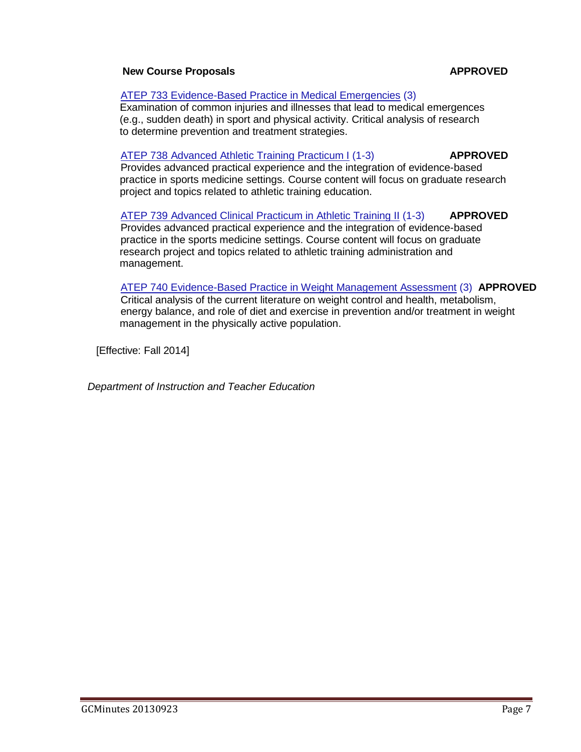**New Course Proposals** **APPROVED**

ATEP 733 Evidence-Based Practice in Medical Emergencies (3)
Examination of common injuries and illnesses that lead to medical emergences (e.g., sudden death) in sport and physical activity. Critical analysis of research to determine prevention and treatment strategies.

ATEP 738 Advanced Athletic Training Practicum I (1-3) **APPROVED**
Provides advanced practical experience and the integration of evidence-based practice in sports medicine settings. Course content will focus on graduate research project and topics related to athletic training education.

ATEP 739 Advanced Clinical Practicum in Athletic Training II (1-3) **APPROVED**
Provides advanced practical experience and the integration of evidence-based practice in the sports medicine settings. Course content will focus on graduate research project and topics related to athletic training administration and management.

ATEP 740 Evidence-Based Practice in Weight Management Assessment (3) **APPROVED**
Critical analysis of the current literature on weight control and health, metabolism, energy balance, and role of diet and exercise in prevention and/or treatment in weight management in the physically active population.

[Effective: Fall 2014]

*Department of Instruction and Teacher Education*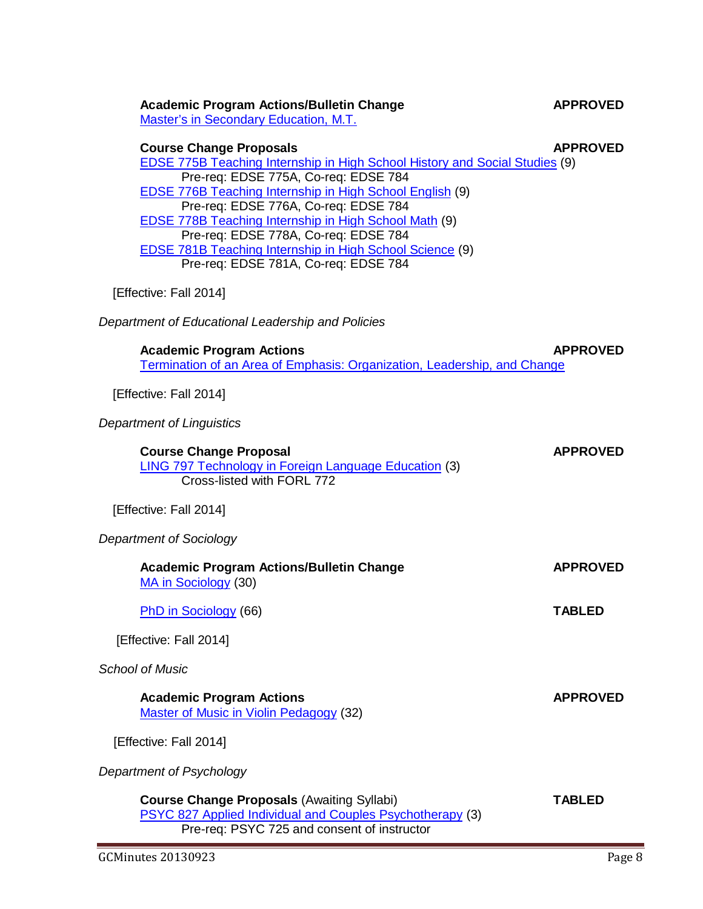**Academic Program Actions/Bulletin Change** **APPROVED**
Master's in Secondary Education, M.T.

**Course Change Proposals** **APPROVED**
EDSE 775B Teaching Internship in High School History and Social Studies (9)
Pre-req: EDSE 775A, Co-req: EDSE 784
EDSE 776B Teaching Internship in High School English (9)
Pre-req: EDSE 776A, Co-req: EDSE 784
EDSE 778B Teaching Internship in High School Math (9)
Pre-req: EDSE 778A, Co-req: EDSE 784
EDSE 781B Teaching Internship in High School Science (9)
Pre-req: EDSE 781A, Co-req: EDSE 784

[Effective: Fall 2014]

*Department of Educational Leadership and Policies*

**Academic Program Actions** **APPROVED**
Termination of an Area of Emphasis: Organization, Leadership, and Change

[Effective: Fall 2014]

*Department of Linguistics*

**Course Change Proposal** **APPROVED**
LING 797 Technology in Foreign Language Education (3)
Cross-listed with FORL 772

[Effective: Fall 2014]

*Department of Sociology*

**Academic Program Actions/Bulletin Change** **APPROVED**
MA in Sociology (30)

PhD in Sociology (66) **TABLED**

[Effective: Fall 2014]

*School of Music*

**Academic Program Actions** **APPROVED**
Master of Music in Violin Pedagogy (32)

[Effective: Fall 2014]

*Department of Psychology*

**Course Change Proposals** (Awaiting Syllabi) **TABLED**
PSYC 827 Applied Individual and Couples Psychotherapy (3)
Pre-req: PSYC 725 and consent of instructor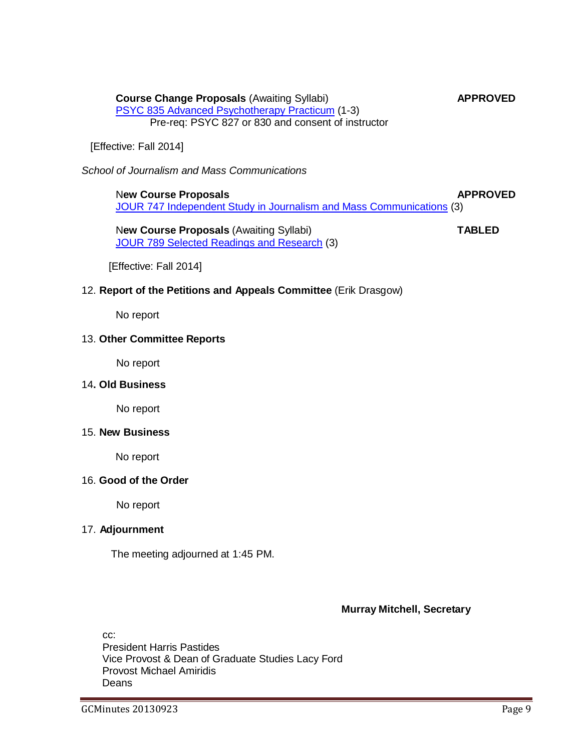**Course Change Proposals** (Awaiting Syllabi) **APPROVED**

PSYC 835 Advanced Psychotherapy Practicum (1-3)
Pre-req: PSYC 827 or 830 and consent of instructor

[Effective: Fall 2014]

*School of Journalism and Mass Communications*

**New Course Proposals** **APPROVED**

JOUR 747 Independent Study in Journalism and Mass Communications (3)

**New Course Proposals** (Awaiting Syllabi) **TABLED**

JOUR 789 Selected Readings and Research (3)

[Effective: Fall 2014]

12. **Report of the Petitions and Appeals Committee** (Erik Drasgow)

No report

13. **Other Committee Reports**

No report

14. **Old Business**

No report

15. **New Business**

No report

16. **Good of the Order**

No report

17. **Adjournment**

The meeting adjourned at 1:45 PM.

**Murray Mitchell, Secretary**

cc:
President Harris Pastides
Vice Provost & Dean of Graduate Studies Lacy Ford
Provost Michael Amiridis
Deans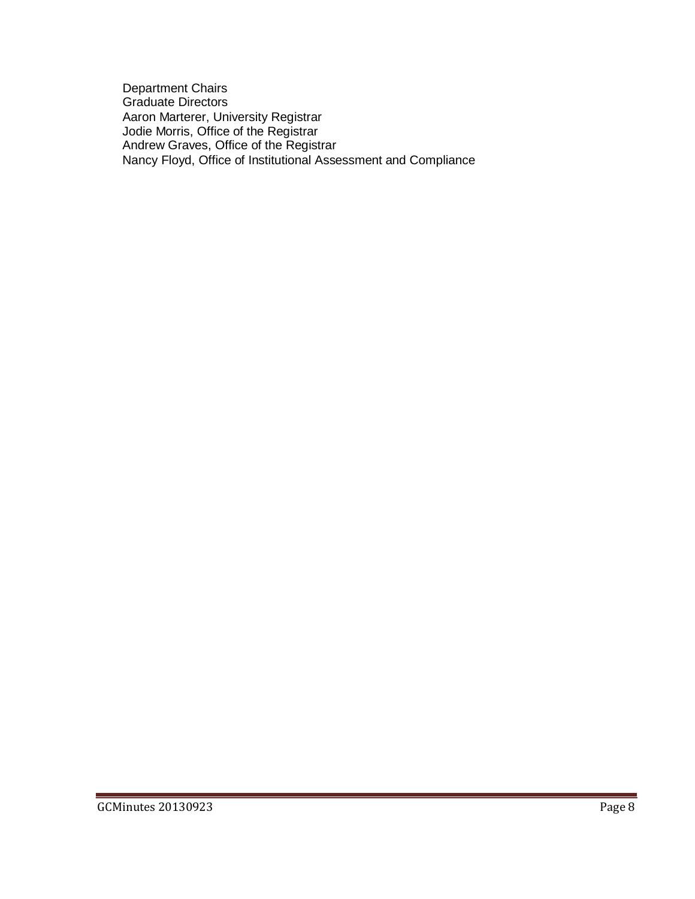Department Chairs
Graduate Directors
Aaron Marterer, University Registrar
Jodie Morris, Office of the Registrar
Andrew Graves, Office of the Registrar
Nancy Floyd, Office of Institutional Assessment and Compliance